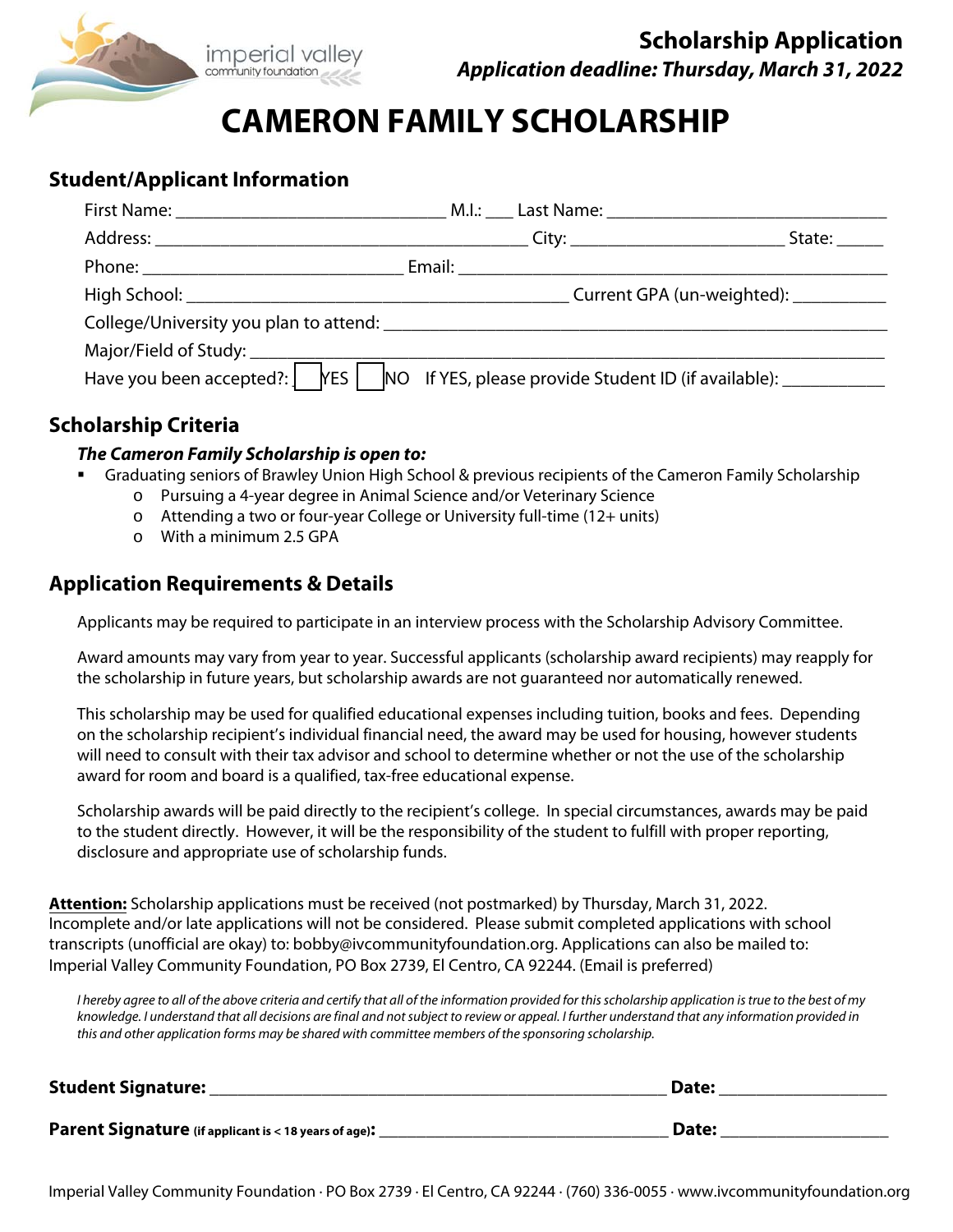imperial valley community foundation

**Scholarship Application**

***Application deadline: Thursday, March 31, 2022***

# CAMERON FAMILY SCHOLARSHIP

## Student/Applicant Information

First Name: ____________________________ M.I.: ___ Last Name: ____________________________

Address: ________________________________________ City: ______________________ State: _____

Phone: ___________________________ Email: ______________________________________________

High School: ________________________________________ Current GPA (un-weighted): __________

College/University you plan to attend: ______________________________________________________

Major/Field of Study: ____________________________________________________________________

Have you been accepted?: ☐ YES ☐ NO If YES, please provide Student ID (if available): ___________

## Scholarship Criteria

***The Cameron Family Scholarship is open to:***

- Graduating seniors of Brawley Union High School & previous recipients of the Cameron Family Scholarship
  - Pursuing a 4-year degree in Animal Science and/or Veterinary Science
  - Attending a two or four-year College or University full-time (12+ units)
  - With a minimum 2.5 GPA

## Application Requirements & Details

Applicants may be required to participate in an interview process with the Scholarship Advisory Committee.

Award amounts may vary from year to year. Successful applicants (scholarship award recipients) may reapply for the scholarship in future years, but scholarship awards are not guaranteed nor automatically renewed.

This scholarship may be used for qualified educational expenses including tuition, books and fees. Depending on the scholarship recipient's individual financial need, the award may be used for housing, however students will need to consult with their tax advisor and school to determine whether or not the use of the scholarship award for room and board is a qualified, tax-free educational expense.

Scholarship awards will be paid directly to the recipient's college. In special circumstances, awards may be paid to the student directly. However, it will be the responsibility of the student to fulfill with proper reporting, disclosure and appropriate use of scholarship funds.

**Attention:** Scholarship applications must be received (not postmarked) by Thursday, March 31, 2022. Incomplete and/or late applications will not be considered. Please submit completed applications with school transcripts (unofficial are okay) to: bobby@ivcommunityfoundation.org. Applications can also be mailed to: Imperial Valley Community Foundation, PO Box 2739, El Centro, CA 92244. (Email is preferred)

*I hereby agree to all of the above criteria and certify that all of the information provided for this scholarship application is true to the best of my knowledge. I understand that all decisions are final and not subject to review or appeal. I further understand that any information provided in this and other application forms may be shared with committee members of the sponsoring scholarship.*

**Student Signature:** ______________________________________________ **Date:** __________________

**Parent Signature** **(if applicant is < 18 years of age):** ______________________________ **Date:** __________________

Imperial Valley Community Foundation · PO Box 2739 · El Centro, CA 92244 · (760) 336-0055 · www.ivcommunityfoundation.org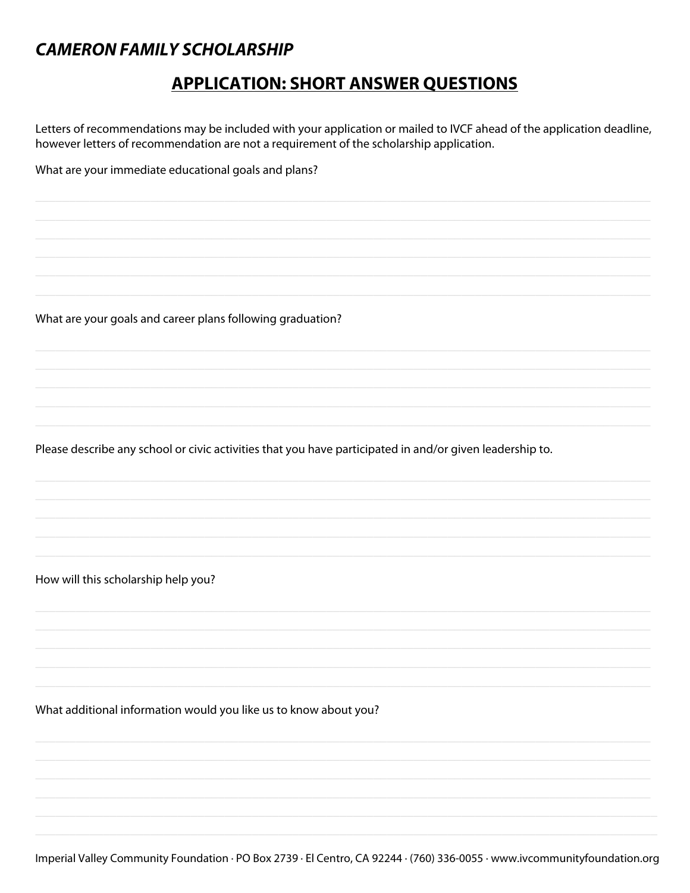*CAMERON FAMILY SCHOLARSHIP*

## APPLICATION: SHORT ANSWER QUESTIONS

Letters of recommendations may be included with your application or mailed to IVCF ahead of the application deadline, however letters of recommendation are not a requirement of the scholarship application.

What are your immediate educational goals and plans?

What are your goals and career plans following graduation?

Please describe any school or civic activities that you have participated in and/or given leadership to.

How will this scholarship help you?

What additional information would you like us to know about you?

Imperial Valley Community Foundation · PO Box 2739 · El Centro, CA 92244 · (760) 336-0055 · www.ivcommunityfoundation.org